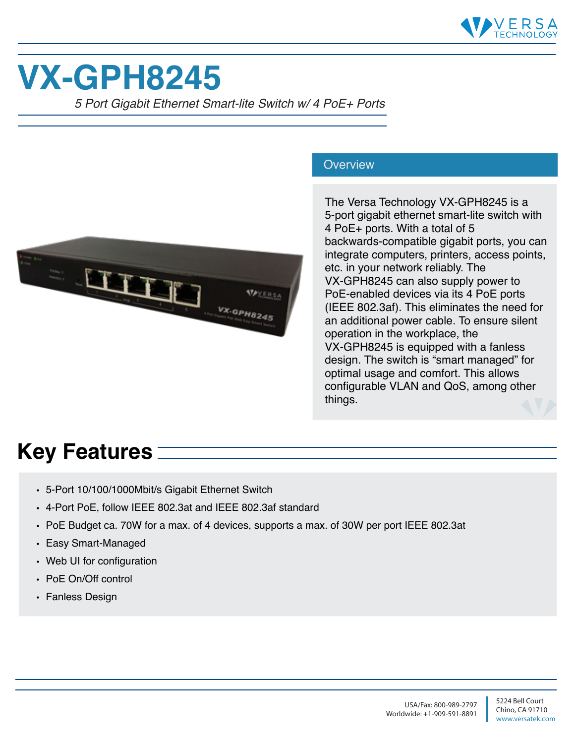# VX-GPH8245

*5 Port Gigabit Ethernet Smart-lite Switch w/ 4 PoE+ Ports*

## Overview

The Versa Technology VX-GPH8245 is a 5-port gigabit ethernet smart-lite switch with 4 PoE+ ports. With a total of 5 backwards-compatible gigabit ports, you can integrate computers, printers, access points, etc. in your network reliably. The VX-GPH8245 can also supply power to PoE-enabled devices via its 4 PoE ports (IEEE 802.3af). This eliminates the need for an additional power cable. To ensure silent operation in the workplace, the VX-GPH8245 is equipped with a fanless design. The switch is "smart managed" for optimal usage and comfort. This allows configurable VLAN and QoS, among other things.

## Key Features

- 5-Port 10/100/1000Mbit/s Gigabit Ethernet Switch
- 4-Port PoE, follow IEEE 802.3at and IEEE 802.3af standard
- PoE Budget ca. 70W for a max. of 4 devices, supports a max. of 30W per port IEEE 802.3at
- Easy Smart-Managed
- Web UI for configuration
- PoE On/Off control
- Fanless Design

USA/Fax: 800-989-2797
Worldwide: +1-909-591-8891

5224 Bell Court
Chino, CA 91710
www.versatek.com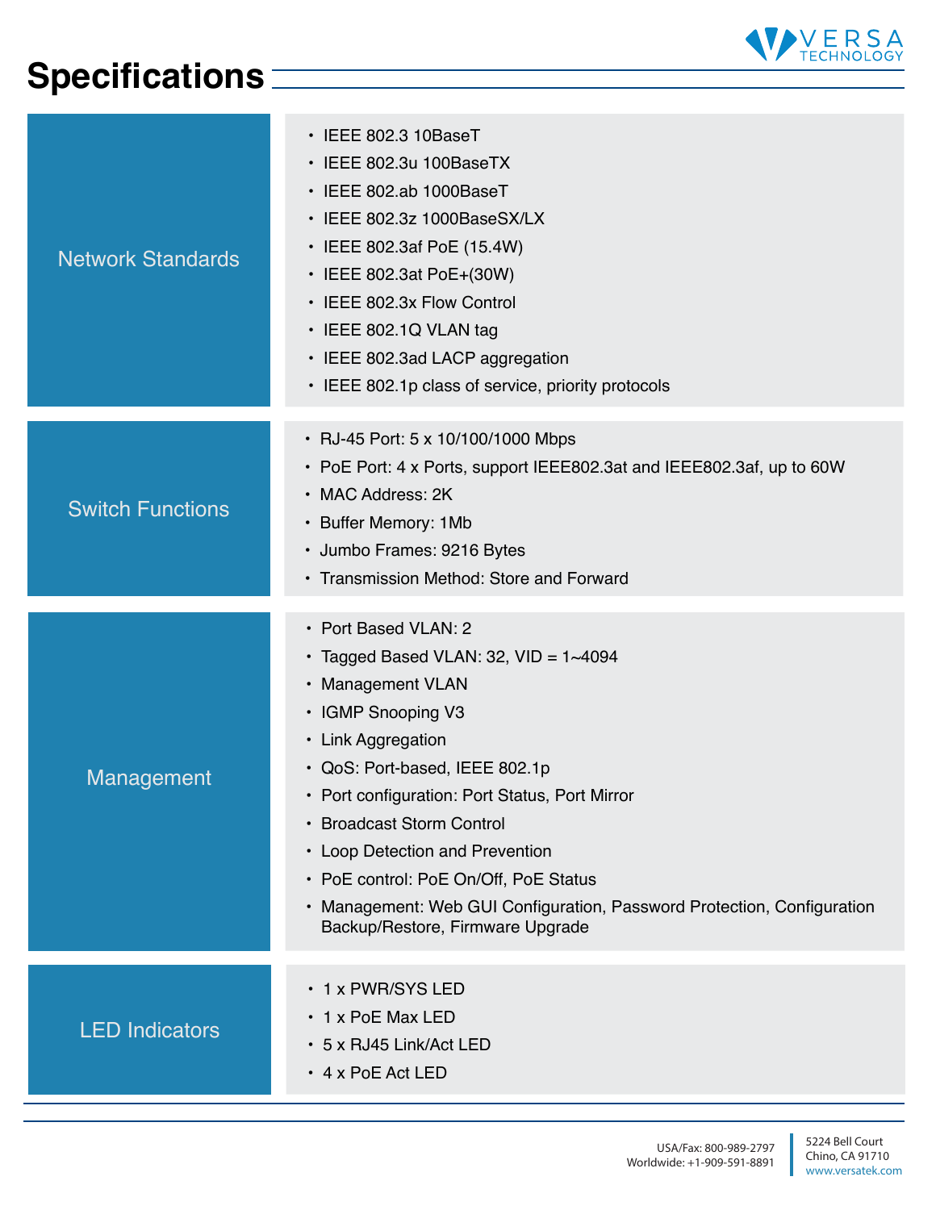# Specifications

| | |
|---|---|
| Network Standards | • IEEE 802.3 10BaseT<br>• IEEE 802.3u 100BaseTX<br>• IEEE 802.ab 1000BaseT<br>• IEEE 802.3z 1000BaseSX/LX<br>• IEEE 802.3af PoE (15.4W)<br>• IEEE 802.3at PoE+(30W)<br>• IEEE 802.3x Flow Control<br>• IEEE 802.1Q VLAN tag<br>• IEEE 802.3ad LACP aggregation<br>• IEEE 802.1p class of service, priority protocols |
| Switch Functions | • RJ-45 Port: 5 x 10/100/1000 Mbps<br>• PoE Port: 4 x Ports, support IEEE802.3at and IEEE802.3af, up to 60W<br>• MAC Address: 2K<br>• Buffer Memory: 1Mb<br>• Jumbo Frames: 9216 Bytes<br>• Transmission Method: Store and Forward |
| Management | • Port Based VLAN: 2<br>• Tagged Based VLAN: 32, VID = 1~4094<br>• Management VLAN<br>• IGMP Snooping V3<br>• Link Aggregation<br>• QoS: Port-based, IEEE 802.1p<br>• Port configuration: Port Status, Port Mirror<br>• Broadcast Storm Control<br>• Loop Detection and Prevention<br>• PoE control: PoE On/Off, PoE Status<br>• Management: Web GUI Configuration, Password Protection, Configuration Backup/Restore, Firmware Upgrade |
| LED Indicators | • 1 x PWR/SYS LED<br>• 1 x PoE Max LED<br>• 5 x RJ45 Link/Act LED<br>• 4 x PoE Act LED |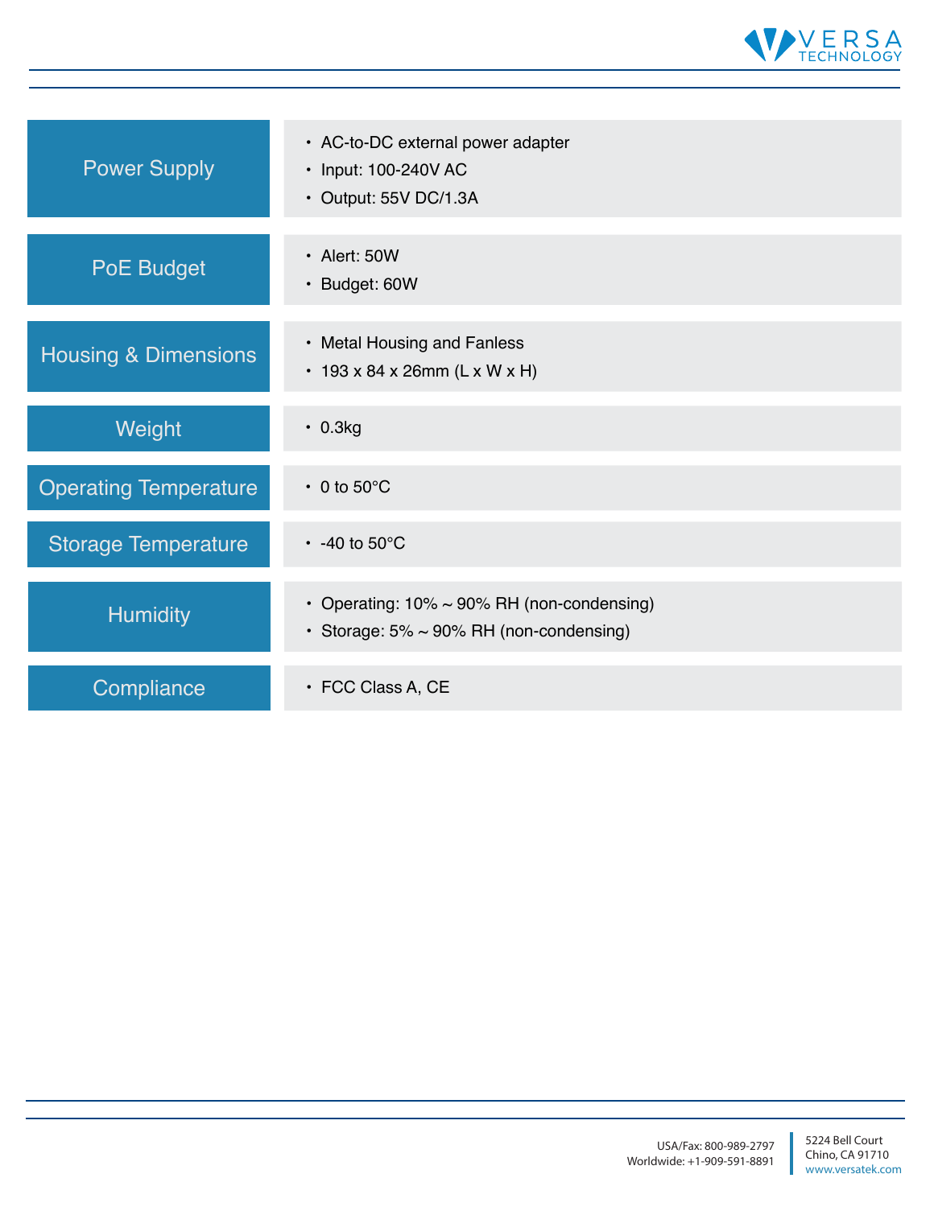| | |
|---|---|
| Power Supply | • AC-to-DC external power adapter<br>• Input: 100-240V AC<br>• Output: 55V DC/1.3A |
| PoE Budget | • Alert: 50W<br>• Budget: 60W |
| Housing & Dimensions | • Metal Housing and Fanless<br>• 193 x 84 x 26mm (L x W x H) |
| Weight | • 0.3kg |
| Operating Temperature | • 0 to 50°C |
| Storage Temperature | • -40 to 50°C |
| Humidity | • Operating: 10% ~ 90% RH (non-condensing)<br>• Storage: 5% ~ 90% RH (non-condensing) |
| Compliance | • FCC Class A, CE |